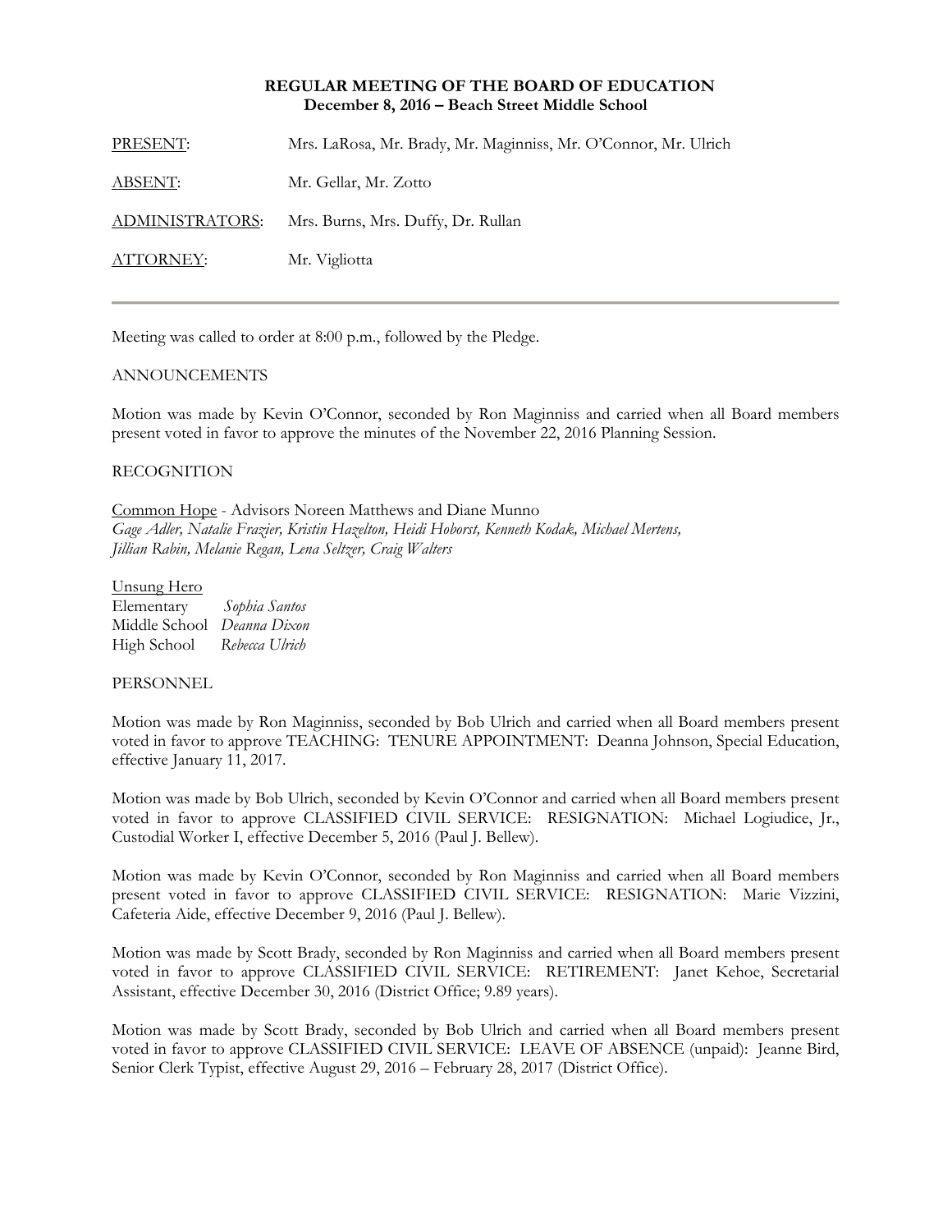**REGULAR MEETING OF THE BOARD OF EDUCATION**
**December 8, 2016 – Beach Street Middle School**

| | |
|---|---|
| PRESENT: | Mrs. LaRosa, Mr. Brady, Mr. Maginniss, Mr. O'Connor, Mr. Ulrich |
| ABSENT: | Mr. Gellar, Mr. Zotto |
| ADMINISTRATORS: | Mrs. Burns, Mrs. Duffy, Dr. Rullan |
| ATTORNEY: | Mr. Vigliotta |

---

Meeting was called to order at 8:00 p.m., followed by the Pledge.

ANNOUNCEMENTS

Motion was made by Kevin O'Connor, seconded by Ron Maginniss and carried when all Board members present voted in favor to approve the minutes of the November 22, 2016 Planning Session.

RECOGNITION

Common Hope - Advisors Noreen Matthews and Diane Munno
*Gage Adler, Natalie Frazier, Kristin Hazelton, Heidi Hoborst, Kenneth Kodak, Michael Mertens, Jillian Rabin, Melanie Regan, Lena Seltzer, Craig Walters*

Unsung Hero
Elementary *Sophia Santos*
Middle School *Deanna Dixon*
High School *Rebecca Ulrich*

PERSONNEL

Motion was made by Ron Maginniss, seconded by Bob Ulrich and carried when all Board members present voted in favor to approve TEACHING: TENURE APPOINTMENT: Deanna Johnson, Special Education, effective January 11, 2017.

Motion was made by Bob Ulrich, seconded by Kevin O'Connor and carried when all Board members present voted in favor to approve CLASSIFIED CIVIL SERVICE: RESIGNATION: Michael Logiudice, Jr., Custodial Worker I, effective December 5, 2016 (Paul J. Bellew).

Motion was made by Kevin O'Connor, seconded by Ron Maginniss and carried when all Board members present voted in favor to approve CLASSIFIED CIVIL SERVICE: RESIGNATION: Marie Vizzini, Cafeteria Aide, effective December 9, 2016 (Paul J. Bellew).

Motion was made by Scott Brady, seconded by Ron Maginniss and carried when all Board members present voted in favor to approve CLASSIFIED CIVIL SERVICE: RETIREMENT: Janet Kehoe, Secretarial Assistant, effective December 30, 2016 (District Office; 9.89 years).

Motion was made by Scott Brady, seconded by Bob Ulrich and carried when all Board members present voted in favor to approve CLASSIFIED CIVIL SERVICE: LEAVE OF ABSENCE (unpaid): Jeanne Bird, Senior Clerk Typist, effective August 29, 2016 – February 28, 2017 (District Office).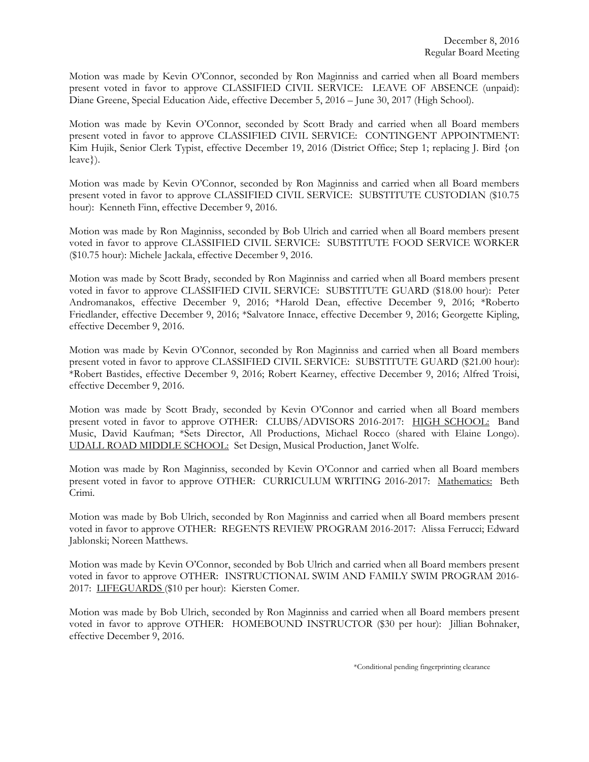Motion was made by Kevin O'Connor, seconded by Ron Maginniss and carried when all Board members present voted in favor to approve CLASSIFIED CIVIL SERVICE: LEAVE OF ABSENCE (unpaid): Diane Greene, Special Education Aide, effective December 5, 2016 – June 30, 2017 (High School).

Motion was made by Kevin O'Connor, seconded by Scott Brady and carried when all Board members present voted in favor to approve CLASSIFIED CIVIL SERVICE: CONTINGENT APPOINTMENT: Kim Hujik, Senior Clerk Typist, effective December 19, 2016 (District Office; Step 1; replacing J. Bird {on leave}).

Motion was made by Kevin O'Connor, seconded by Ron Maginniss and carried when all Board members present voted in favor to approve CLASSIFIED CIVIL SERVICE: SUBSTITUTE CUSTODIAN ($10.75 hour): Kenneth Finn, effective December 9, 2016.

Motion was made by Ron Maginniss, seconded by Bob Ulrich and carried when all Board members present voted in favor to approve CLASSIFIED CIVIL SERVICE: SUBSTITUTE FOOD SERVICE WORKER ($10.75 hour): Michele Jackala, effective December 9, 2016.

Motion was made by Scott Brady, seconded by Ron Maginniss and carried when all Board members present voted in favor to approve CLASSIFIED CIVIL SERVICE: SUBSTITUTE GUARD ($18.00 hour): Peter Andromanakos, effective December 9, 2016; *Harold Dean, effective December 9, 2016; *Roberto Friedlander, effective December 9, 2016; *Salvatore Innace, effective December 9, 2016; Georgette Kipling, effective December 9, 2016.

Motion was made by Kevin O'Connor, seconded by Ron Maginniss and carried when all Board members present voted in favor to approve CLASSIFIED CIVIL SERVICE: SUBSTITUTE GUARD ($21.00 hour): *Robert Bastides, effective December 9, 2016; Robert Kearney, effective December 9, 2016; Alfred Troisi, effective December 9, 2016.

Motion was made by Scott Brady, seconded by Kevin O'Connor and carried when all Board members present voted in favor to approve OTHER: CLUBS/ADVISORS 2016-2017: <u>HIGH SCHOOL:</u> Band Music, David Kaufman; *Sets Director, All Productions, Michael Rocco (shared with Elaine Longo). <u>UDALL ROAD MIDDLE SCHOOL:</u> Set Design, Musical Production, Janet Wolfe.

Motion was made by Ron Maginniss, seconded by Kevin O'Connor and carried when all Board members present voted in favor to approve OTHER: CURRICULUM WRITING 2016-2017: <u>Mathematics:</u> Beth Crimi.

Motion was made by Bob Ulrich, seconded by Ron Maginniss and carried when all Board members present voted in favor to approve OTHER: REGENTS REVIEW PROGRAM 2016-2017: Alissa Ferrucci; Edward Jablonski; Noreen Matthews.

Motion was made by Kevin O'Connor, seconded by Bob Ulrich and carried when all Board members present voted in favor to approve OTHER: INSTRUCTIONAL SWIM AND FAMILY SWIM PROGRAM 2016-2017: <u>LIFEGUARDS</u> ($10 per hour): Kiersten Comer.

Motion was made by Bob Ulrich, seconded by Ron Maginniss and carried when all Board members present voted in favor to approve OTHER: HOMEBOUND INSTRUCTOR ($30 per hour): Jillian Bohnaker, effective December 9, 2016.

*Conditional pending fingerprinting clearance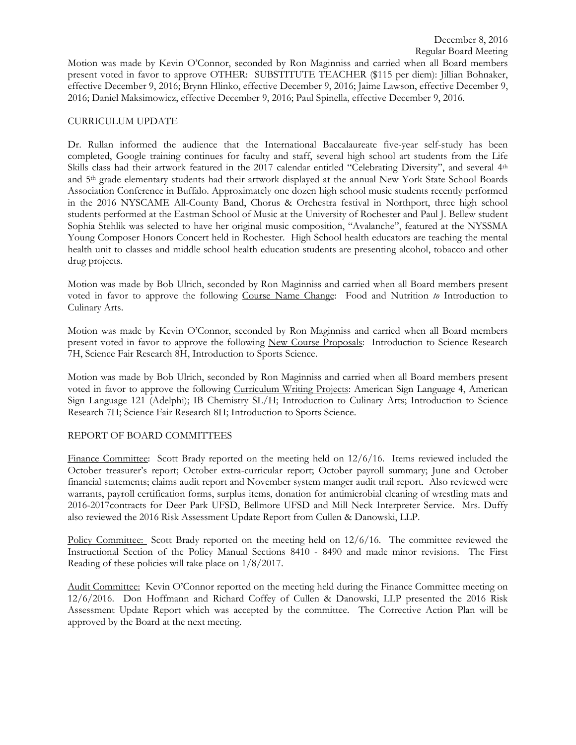Motion was made by Kevin O'Connor, seconded by Ron Maginniss and carried when all Board members present voted in favor to approve OTHER: SUBSTITUTE TEACHER ($115 per diem): Jillian Bohnaker, effective December 9, 2016; Brynn Hlinko, effective December 9, 2016; Jaime Lawson, effective December 9, 2016; Daniel Maksimowicz, effective December 9, 2016; Paul Spinella, effective December 9, 2016.

CURRICULUM UPDATE

Dr. Rullan informed the audience that the International Baccalaureate five-year self-study has been completed, Google training continues for faculty and staff, several high school art students from the Life Skills class had their artwork featured in the 2017 calendar entitled "Celebrating Diversity", and several 4th and 5th grade elementary students had their artwork displayed at the annual New York State School Boards Association Conference in Buffalo. Approximately one dozen high school music students recently performed in the 2016 NYSCAME All-County Band, Chorus & Orchestra festival in Northport, three high school students performed at the Eastman School of Music at the University of Rochester and Paul J. Bellew student Sophia Stehlik was selected to have her original music composition, "Avalanche", featured at the NYSSMA Young Composer Honors Concert held in Rochester. High School health educators are teaching the mental health unit to classes and middle school health education students are presenting alcohol, tobacco and other drug projects.

Motion was made by Bob Ulrich, seconded by Ron Maginniss and carried when all Board members present voted in favor to approve the following Course Name Change: Food and Nutrition *to* Introduction to Culinary Arts.

Motion was made by Kevin O'Connor, seconded by Ron Maginniss and carried when all Board members present voted in favor to approve the following New Course Proposals: Introduction to Science Research 7H, Science Fair Research 8H, Introduction to Sports Science.

Motion was made by Bob Ulrich, seconded by Ron Maginniss and carried when all Board members present voted in favor to approve the following Curriculum Writing Projects: American Sign Language 4, American Sign Language 121 (Adelphi); IB Chemistry SL/H; Introduction to Culinary Arts; Introduction to Science Research 7H; Science Fair Research 8H; Introduction to Sports Science.

REPORT OF BOARD COMMITTEES

Finance Committee: Scott Brady reported on the meeting held on 12/6/16. Items reviewed included the October treasurer's report; October extra-curricular report; October payroll summary; June and October financial statements; claims audit report and November system manger audit trail report. Also reviewed were warrants, payroll certification forms, surplus items, donation for antimicrobial cleaning of wrestling mats and 2016-2017contracts for Deer Park UFSD, Bellmore UFSD and Mill Neck Interpreter Service. Mrs. Duffy also reviewed the 2016 Risk Assessment Update Report from Cullen & Danowski, LLP.

Policy Committee: Scott Brady reported on the meeting held on 12/6/16. The committee reviewed the Instructional Section of the Policy Manual Sections 8410 - 8490 and made minor revisions. The First Reading of these policies will take place on 1/8/2017.

Audit Committee: Kevin O'Connor reported on the meeting held during the Finance Committee meeting on 12/6/2016. Don Hoffmann and Richard Coffey of Cullen & Danowski, LLP presented the 2016 Risk Assessment Update Report which was accepted by the committee. The Corrective Action Plan will be approved by the Board at the next meeting.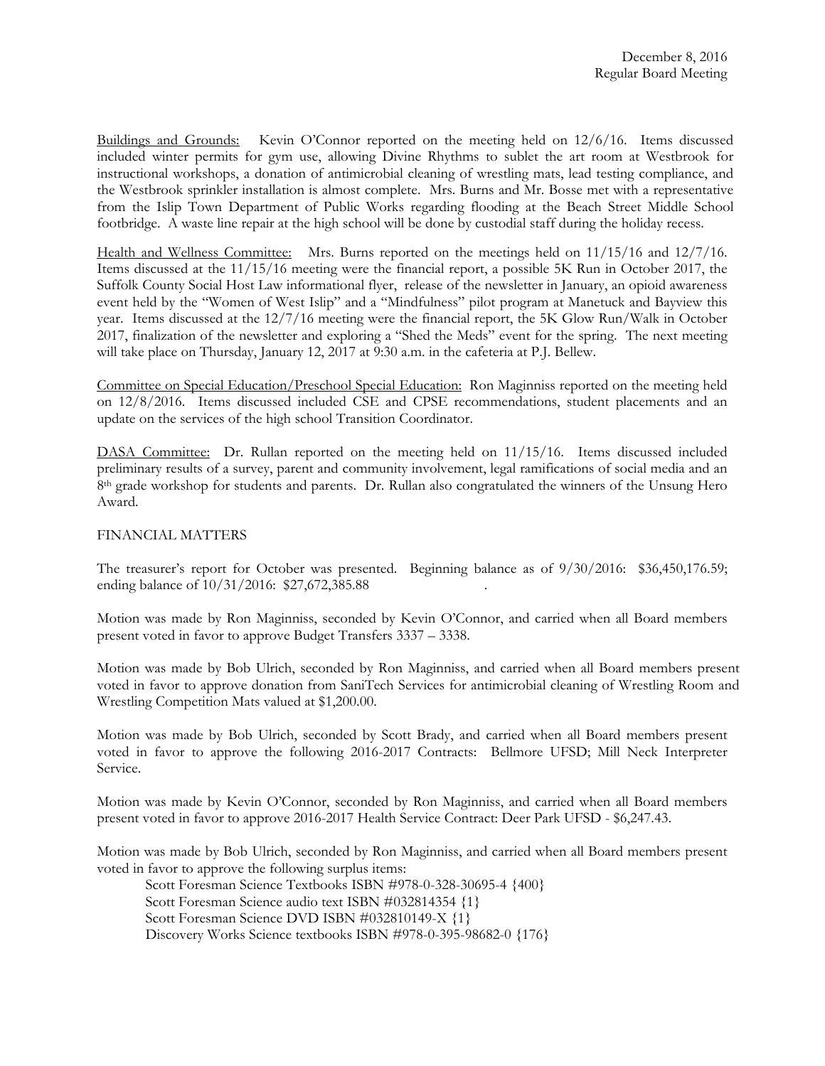Buildings and Grounds: Kevin O'Connor reported on the meeting held on 12/6/16. Items discussed included winter permits for gym use, allowing Divine Rhythms to sublet the art room at Westbrook for instructional workshops, a donation of antimicrobial cleaning of wrestling mats, lead testing compliance, and the Westbrook sprinkler installation is almost complete. Mrs. Burns and Mr. Bosse met with a representative from the Islip Town Department of Public Works regarding flooding at the Beach Street Middle School footbridge. A waste line repair at the high school will be done by custodial staff during the holiday recess.

Health and Wellness Committee: Mrs. Burns reported on the meetings held on 11/15/16 and 12/7/16. Items discussed at the 11/15/16 meeting were the financial report, a possible 5K Run in October 2017, the Suffolk County Social Host Law informational flyer, release of the newsletter in January, an opioid awareness event held by the "Women of West Islip" and a "Mindfulness" pilot program at Manetuck and Bayview this year. Items discussed at the 12/7/16 meeting were the financial report, the 5K Glow Run/Walk in October 2017, finalization of the newsletter and exploring a "Shed the Meds" event for the spring. The next meeting will take place on Thursday, January 12, 2017 at 9:30 a.m. in the cafeteria at P.J. Bellew.

Committee on Special Education/Preschool Special Education: Ron Maginniss reported on the meeting held on 12/8/2016. Items discussed included CSE and CPSE recommendations, student placements and an update on the services of the high school Transition Coordinator.

DASA Committee: Dr. Rullan reported on the meeting held on 11/15/16. Items discussed included preliminary results of a survey, parent and community involvement, legal ramifications of social media and an 8th grade workshop for students and parents. Dr. Rullan also congratulated the winners of the Unsung Hero Award.

FINANCIAL MATTERS

The treasurer's report for October was presented. Beginning balance as of 9/30/2016: $36,450,176.59; ending balance of 10/31/2016: $27,672,385.88 .

Motion was made by Ron Maginniss, seconded by Kevin O'Connor, and carried when all Board members present voted in favor to approve Budget Transfers 3337 – 3338.

Motion was made by Bob Ulrich, seconded by Ron Maginniss, and carried when all Board members present voted in favor to approve donation from SaniTech Services for antimicrobial cleaning of Wrestling Room and Wrestling Competition Mats valued at $1,200.00.

Motion was made by Bob Ulrich, seconded by Scott Brady, and carried when all Board members present voted in favor to approve the following 2016-2017 Contracts: Bellmore UFSD; Mill Neck Interpreter Service.

Motion was made by Kevin O'Connor, seconded by Ron Maginniss, and carried when all Board members present voted in favor to approve 2016-2017 Health Service Contract: Deer Park UFSD - $6,247.43.

Motion was made by Bob Ulrich, seconded by Ron Maginniss, and carried when all Board members present voted in favor to approve the following surplus items:

Scott Foresman Science Textbooks ISBN #978-0-328-30695-4 {400}
Scott Foresman Science audio text ISBN #032814354 {1}
Scott Foresman Science DVD ISBN #032810149-X {1}
Discovery Works Science textbooks ISBN #978-0-395-98682-0 {176}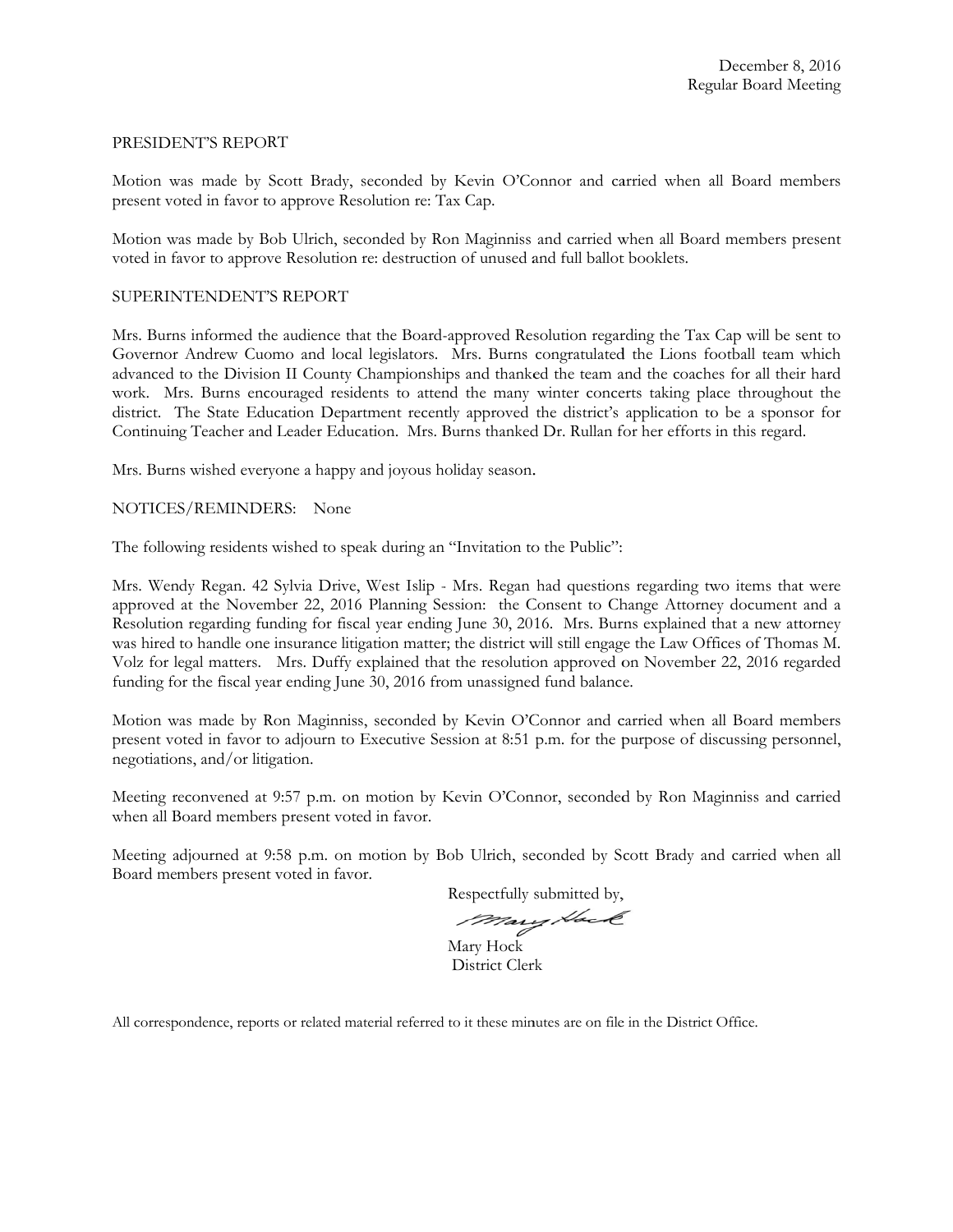December 8, 2016
Regular Board Meeting

PRESIDENT'S REPORT

Motion was made by Scott Brady, seconded by Kevin O'Connor and carried when all Board members present voted in favor to approve Resolution re: Tax Cap.

Motion was made by Bob Ulrich, seconded by Ron Maginniss and carried when all Board members present voted in favor to approve Resolution re: destruction of unused and full ballot booklets.

SUPERINTENDENT'S REPORT

Mrs. Burns informed the audience that the Board-approved Resolution regarding the Tax Cap will be sent to Governor Andrew Cuomo and local legislators. Mrs. Burns congratulated the Lions football team which advanced to the Division II County Championships and thanked the team and the coaches for all their hard work. Mrs. Burns encouraged residents to attend the many winter concerts taking place throughout the district. The State Education Department recently approved the district's application to be a sponsor for Continuing Teacher and Leader Education. Mrs. Burns thanked Dr. Rullan for her efforts in this regard.

Mrs. Burns wished everyone a happy and joyous holiday season.

NOTICES/REMINDERS: None

The following residents wished to speak during an "Invitation to the Public":

Mrs. Wendy Regan. 42 Sylvia Drive, West Islip - Mrs. Regan had questions regarding two items that were approved at the November 22, 2016 Planning Session: the Consent to Change Attorney document and a Resolution regarding funding for fiscal year ending June 30, 2016. Mrs. Burns explained that a new attorney was hired to handle one insurance litigation matter; the district will still engage the Law Offices of Thomas M. Volz for legal matters. Mrs. Duffy explained that the resolution approved on November 22, 2016 regarded funding for the fiscal year ending June 30, 2016 from unassigned fund balance.

Motion was made by Ron Maginniss, seconded by Kevin O'Connor and carried when all Board members present voted in favor to adjourn to Executive Session at 8:51 p.m. for the purpose of discussing personnel, negotiations, and/or litigation.

Meeting reconvened at 9:57 p.m. on motion by Kevin O'Connor, seconded by Ron Maginniss and carried when all Board members present voted in favor.

Meeting adjourned at 9:58 p.m. on motion by Bob Ulrich, seconded by Scott Brady and carried when all Board members present voted in favor.

Respectfully submitted by,

Mary Hock

Mary Hock
District Clerk

All correspondence, reports or related material referred to it these minutes are on file in the District Office.